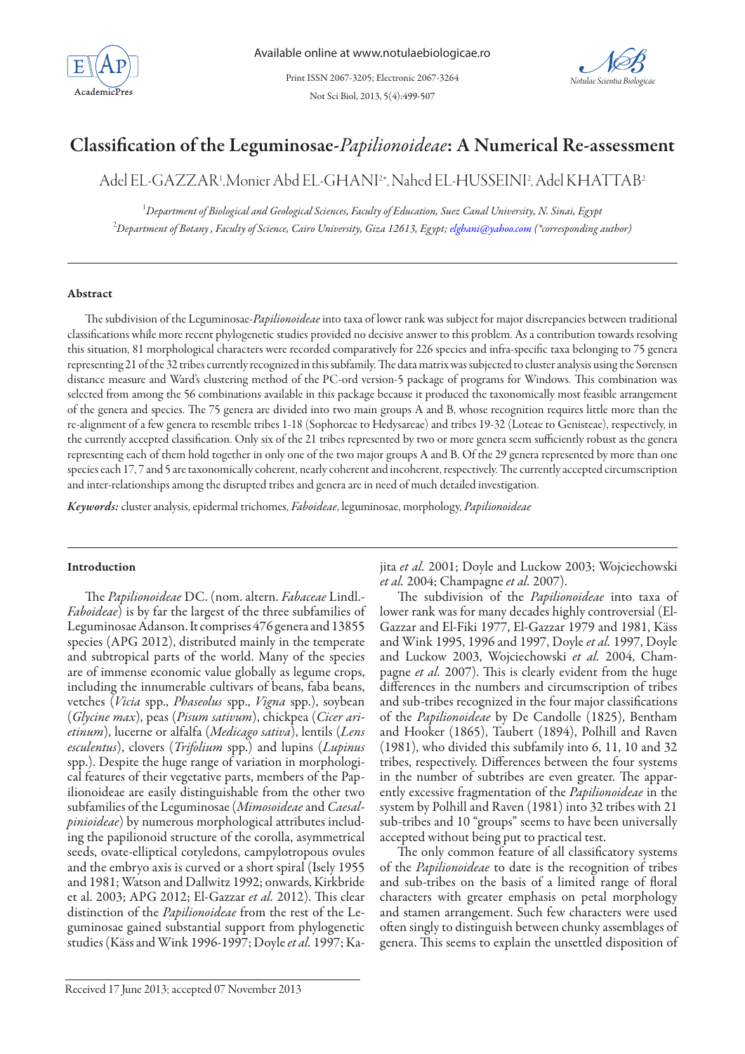# Classification of the Leguminosae-*Papilionoideae*: A Numerical Re-assessment

Adel EL-GAZZAR[1], Monier Abd EL-GHANI[2*], Nahed EL-HUSSEINI[2], Adel KHATTAB[2]

[1]*Department of Biological and Geological Sciences, Faculty of Education, Suez Canal University, N. Sinai, Egypt*
[2]*Department of Botany, Faculty of Science, Cairo University, Giza 12613, Egypt; elghani@yahoo.com (*corresponding author)*

### Abstract

The subdivision of the Leguminosae-*Papilionoideae* into taxa of lower rank was subject for major discrepancies between traditional classifications while more recent phylogenetic studies provided no decisive answer to this problem. As a contribution towards resolving this situation, 81 morphological characters were recorded comparatively for 226 species and infra-specific taxa belonging to 75 genera representing 21 of the 32 tribes currently recognized in this subfamily. The data matrix was subjected to cluster analysis using the Sørensen distance measure and Ward's clustering method of the PC-ord version-5 package of programs for Windows. This combination was selected from among the 56 combinations available in this package because it produced the taxonomically most feasible arrangement of the genera and species. The 75 genera are divided into two main groups A and B, whose recognition requires little more than the re-alignment of a few genera to resemble tribes 1-18 (Sophoreae to Hedysareae) and tribes 19-32 (Loteae to Genisteae), respectively, in the currently accepted classification. Only six of the 21 tribes represented by two or more genera seem sufficiently robust as the genera representing each of them hold together in only one of the two major groups A and B. Of the 29 genera represented by more than one species each 17, 7 and 5 are taxonomically coherent, nearly coherent and incoherent, respectively. The currently accepted circumscription and inter-relationships among the disrupted tribes and genera are in need of much detailed investigation.

***Keywords:*** cluster analysis, epidermal trichomes, *Faboideae*, leguminosae, morphology, *Papilionoideae*

### Introduction

The *Papilionoideae* DC. (nom. altern. *Fabaceae* Lindl.-*Faboideae*) is by far the largest of the three subfamilies of Leguminosae Adanson. It comprises 476 genera and 13855 species (APG 2012), distributed mainly in the temperate and subtropical parts of the world. Many of the species are of immense economic value globally as legume crops, including the innumerable cultivars of beans, faba beans, vetches (*Vicia* spp., *Phaseolus* spp., *Vigna* spp.), soybean (*Glycine max*), peas (*Pisum sativum*), chickpea (*Cicer arietinum*), lucerne or alfalfa (*Medicago sativa*), lentils (*Lens esculentus*), clovers (*Trifolium* spp.) and lupins (*Lupinus* spp.). Despite the huge range of variation in morphological features of their vegetative parts, members of the Papilionoideae are easily distinguishable from the other two subfamilies of the Leguminosae (*Mimosoideae* and *Caesalpinioideae*) by numerous morphological attributes including the papilionoid structure of the corolla, asymmetrical seeds, ovate-elliptical cotyledons, campylotropous ovules and the embryo axis is curved or a short spiral (Isely 1955 and 1981; Watson and Dallwitz 1992; onwards, Kirkbride et al. 2003; APG 2012; El-Gazzar *et al.* 2012). This clear distinction of the *Papilionoideae* from the rest of the Leguminosae gained substantial support from phylogenetic studies (Käss and Wink 1996-1997; Doyle *et al.* 1997; Kajita *et al.* 2001; Doyle and Luckow 2003; Wojciechowski *et al.* 2004; Champagne *et al.* 2007).

The subdivision of the *Papilionoideae* into taxa of lower rank was for many decades highly controversial (El-Gazzar and El-Fiki 1977, El-Gazzar 1979 and 1981, Käss and Wink 1995, 1996 and 1997, Doyle *et al.* 1997, Doyle and Luckow 2003, Wojciechowski *et al.* 2004, Champagne *et al.* 2007). This is clearly evident from the huge differences in the numbers and circumscription of tribes and sub-tribes recognized in the four major classifications of the *Papilionoideae* by De Candolle (1825), Bentham and Hooker (1865), Taubert (1894), Polhill and Raven (1981), who divided this subfamily into 6, 11, 10 and 32 tribes, respectively. Differences between the four systems in the number of subtribes are even greater. The apparently excessive fragmentation of the *Papilionoideae* in the system by Polhill and Raven (1981) into 32 tribes with 21 sub-tribes and 10 "groups" seems to have been universally accepted without being put to practical test.

The only common feature of all classificatory systems of the *Papilionoideae* to date is the recognition of tribes and sub-tribes on the basis of a limited range of floral characters with greater emphasis on petal morphology and stamen arrangement. Such few characters were used often singly to distinguish between chunky assemblages of genera. This seems to explain the unsettled disposition of

Received 17 June 2013; accepted 07 November 2013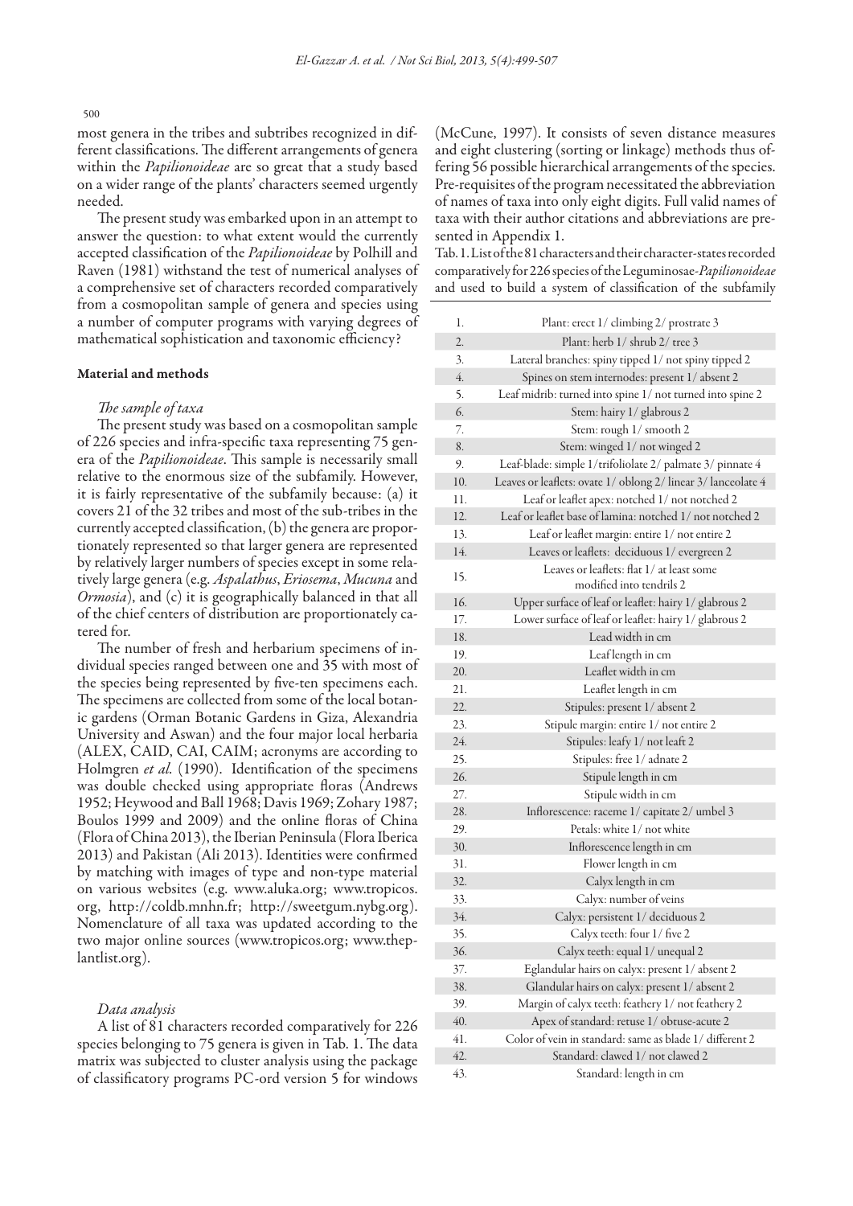most genera in the tribes and subtribes recognized in different classifications. The different arrangements of genera within the *Papilionoideae* are so great that a study based on a wider range of the plants' characters seemed urgently needed.

The present study was embarked upon in an attempt to answer the question: to what extent would the currently accepted classification of the *Papilionoideae* by Polhill and Raven (1981) withstand the test of numerical analyses of a comprehensive set of characters recorded comparatively from a cosmopolitan sample of genera and species using a number of computer programs with varying degrees of mathematical sophistication and taxonomic efficiency?

## Material and methods

### *The sample of taxa*

The present study was based on a cosmopolitan sample of 226 species and infra-specific taxa representing 75 genera of the *Papilionoideae*. This sample is necessarily small relative to the enormous size of the subfamily. However, it is fairly representative of the subfamily because: (a) it covers 21 of the 32 tribes and most of the sub-tribes in the currently accepted classification, (b) the genera are proportionately represented so that larger genera are represented by relatively larger numbers of species except in some relatively large genera (e.g. *Aspalathus*, *Eriosema*, *Mucuna* and *Ormosia*), and (c) it is geographically balanced in that all of the chief centers of distribution are proportionately catered for.

The number of fresh and herbarium specimens of individual species ranged between one and 35 with most of the species being represented by five-ten specimens each. The specimens are collected from some of the local botanic gardens (Orman Botanic Gardens in Giza, Alexandria University and Aswan) and the four major local herbaria (ALEX, CAID, CAI, CAIM; acronyms are according to Holmgren *et al.* (1990). Identification of the specimens was double checked using appropriate floras (Andrews 1952; Heywood and Ball 1968; Davis 1969; Zohary 1987; Boulos 1999 and 2009) and the online floras of China (Flora of China 2013), the Iberian Peninsula (Flora Iberica 2013) and Pakistan (Ali 2013). Identities were confirmed by matching with images of type and non-type material on various websites (e.g. www.aluka.org; www.tropicos.org, http://coldb.mnhn.fr; http://sweetgum.nybg.org). Nomenclature of all taxa was updated according to the two major online sources (www.tropicos.org; www.theplantlist.org).

### *Data analysis*

A list of 81 characters recorded comparatively for 226 species belonging to 75 genera is given in Tab. 1. The data matrix was subjected to cluster analysis using the package of classificatory programs PC-ord version 5 for windows (McCune, 1997). It consists of seven distance measures and eight clustering (sorting or linkage) methods thus offering 56 possible hierarchical arrangements of the species. Pre-requisites of the program necessitated the abbreviation of names of taxa into only eight digits. Full valid names of taxa with their author citations and abbreviations are presented in Appendix 1.

Tab. 1. List of the 81 characters and their character-states recorded comparatively for 226 species of the Leguminosae-*Papilionoideae* and used to build a system of classification of the subfamily

| | |
|---|---|
| 1. | Plant: erect 1/ climbing 2/ prostrate 3 |
| 2. | Plant: herb 1/ shrub 2/ tree 3 |
| 3. | Lateral branches: spiny tipped 1/ not spiny tipped 2 |
| 4. | Spines on stem internodes: present 1/ absent 2 |
| 5. | Leaf midrib: turned into spine 1/ not turned into spine 2 |
| 6. | Stem: hairy 1/ glabrous 2 |
| 7. | Stem: rough 1/ smooth 2 |
| 8. | Stem: winged 1/ not winged 2 |
| 9. | Leaf-blade: simple 1/trifoliolate 2/ palmate 3/ pinnate 4 |
| 10. | Leaves or leaflets: ovate 1/ oblong 2/ linear 3/ lanceolate 4 |
| 11. | Leaf or leaflet apex: notched 1/ not notched 2 |
| 12. | Leaf or leaflet base of lamina: notched 1/ not notched 2 |
| 13. | Leaf or leaflet margin: entire 1/ not entire 2 |
| 14. | Leaves or leaflets: deciduous 1/ evergreen 2 |
| 15. | Leaves or leaflets: flat 1/ at least some modified into tendrils 2 |
| 16. | Upper surface of leaf or leaflet: hairy 1/ glabrous 2 |
| 17. | Lower surface of leaf or leaflet: hairy 1/ glabrous 2 |
| 18. | Lead width in cm |
| 19. | Leaf length in cm |
| 20. | Leaflet width in cm |
| 21. | Leaflet length in cm |
| 22. | Stipules: present 1/ absent 2 |
| 23. | Stipule margin: entire 1/ not entire 2 |
| 24. | Stipules: leafy 1/ not leaft 2 |
| 25. | Stipules: free 1/ adnate 2 |
| 26. | Stipule length in cm |
| 27. | Stipule width in cm |
| 28. | Inflorescence: raceme 1/ capitate 2/ umbel 3 |
| 29. | Petals: white 1/ not white |
| 30. | Inflorescence length in cm |
| 31. | Flower length in cm |
| 32. | Calyx length in cm |
| 33. | Calyx: number of veins |
| 34. | Calyx: persistent 1/ deciduous 2 |
| 35. | Calyx teeth: four 1/ five 2 |
| 36. | Calyx teeth: equal 1/ unequal 2 |
| 37. | Eglandular hairs on calyx: present 1/ absent 2 |
| 38. | Glandular hairs on calyx: present 1/ absent 2 |
| 39. | Margin of calyx teeth: feathery 1/ not feathery 2 |
| 40. | Apex of standard: retuse 1/ obtuse-acute 2 |
| 41. | Color of vein in standard: same as blade 1/ different 2 |
| 42. | Standard: clawed 1/ not clawed 2 |
| 43. | Standard: length in cm |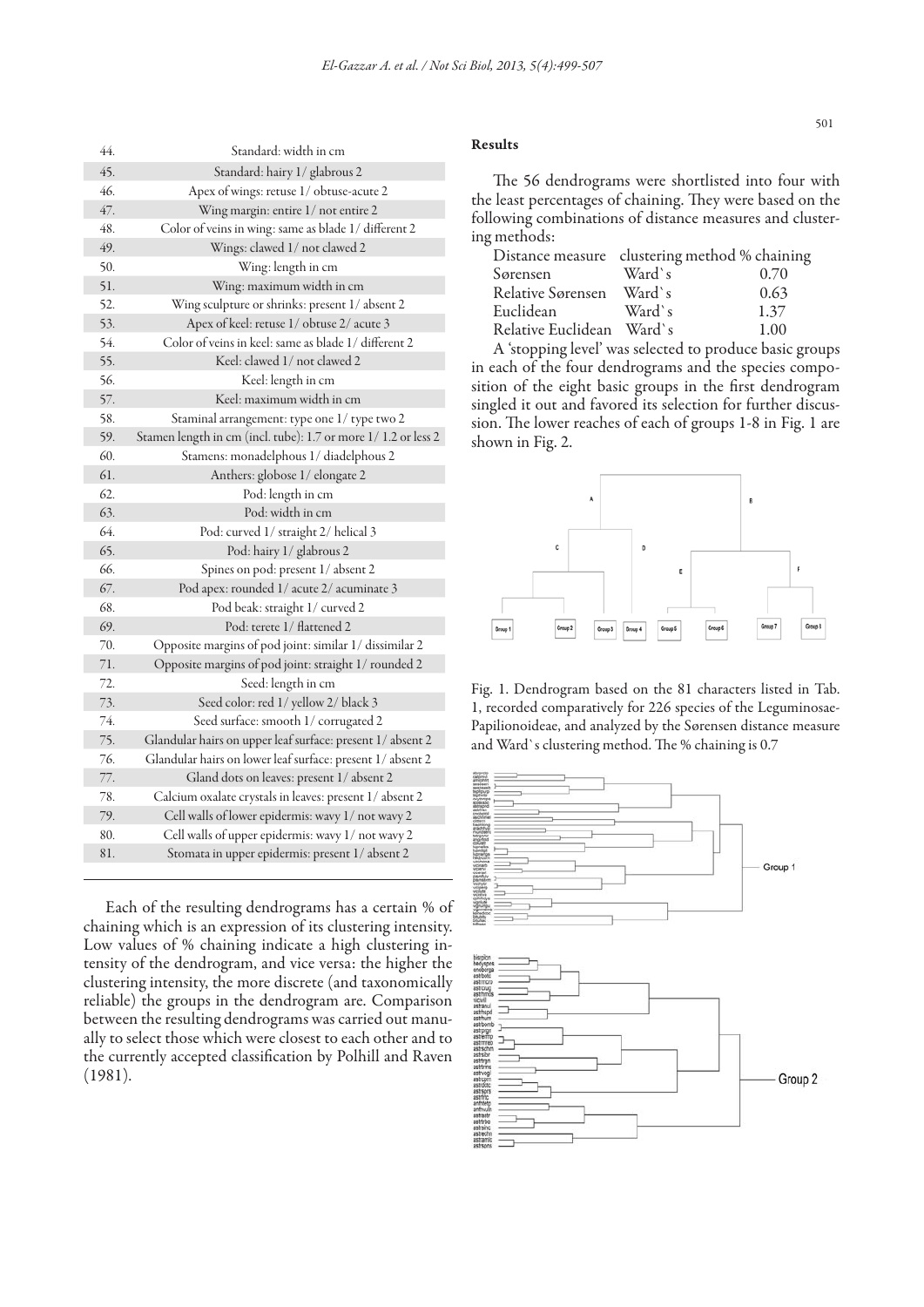| | |
|---|---|
| 44. | Standard: width in cm |
| 45. | Standard: hairy 1/ glabrous 2 |
| 46. | Apex of wings: retuse 1/ obtuse-acute 2 |
| 47. | Wing margin: entire 1/ not entire 2 |
| 48. | Color of veins in wing: same as blade 1/ different 2 |
| 49. | Wings: clawed 1/ not clawed 2 |
| 50. | Wing: length in cm |
| 51. | Wing: maximum width in cm |
| 52. | Wing sculpture or shrinks: present 1/ absent 2 |
| 53. | Apex of keel: retuse 1/ obtuse 2/ acute 3 |
| 54. | Color of veins in keel: same as blade 1/ different 2 |
| 55. | Keel: clawed 1/ not clawed 2 |
| 56. | Keel: length in cm |
| 57. | Keel: maximum width in cm |
| 58. | Staminal arrangement: type one 1/ type two 2 |
| 59. | Stamen length in cm (incl. tube): 1.7 or more 1/ 1.2 or less 2 |
| 60. | Stamens: monadelphous 1/ diadelphous 2 |
| 61. | Anthers: globose 1/ elongate 2 |
| 62. | Pod: length in cm |
| 63. | Pod: width in cm |
| 64. | Pod: curved 1/ straight 2/ helical 3 |
| 65. | Pod: hairy 1/ glabrous 2 |
| 66. | Spines on pod: present 1/ absent 2 |
| 67. | Pod apex: rounded 1/ acute 2/ acuminate 3 |
| 68. | Pod beak: straight 1/ curved 2 |
| 69. | Pod: terete 1/ flattened 2 |
| 70. | Opposite margins of pod joint: similar 1/ dissimilar 2 |
| 71. | Opposite margins of pod joint: straight 1/ rounded 2 |
| 72. | Seed: length in cm |
| 73. | Seed color: red 1/ yellow 2/ black 3 |
| 74. | Seed surface: smooth 1/ corrugated 2 |
| 75. | Glandular hairs on upper leaf surface: present 1/ absent 2 |
| 76. | Glandular hairs on lower leaf surface: present 1/ absent 2 |
| 77. | Gland dots on leaves: present 1/ absent 2 |
| 78. | Calcium oxalate crystals in leaves: present 1/ absent 2 |
| 79. | Cell walls of lower epidermis: wavy 1/ not wavy 2 |
| 80. | Cell walls of upper epidermis: wavy 1/ not wavy 2 |
| 81. | Stomata in upper epidermis: present 1/ absent 2 |

Each of the resulting dendrograms has a certain % of chaining which is an expression of its clustering intensity. Low values of % chaining indicate a high clustering intensity of the dendrogram, and vice versa: the higher the clustering intensity, the more discrete (and taxonomically reliable) the groups in the dendrogram are. Comparison between the resulting dendrograms was carried out manually to select those which were closest to each other and to the currently accepted classification by Polhill and Raven (1981).

## Results

The 56 dendrograms were shortlisted into four with the least percentages of chaining. They were based on the following combinations of distance measures and clustering methods:

| Distance measure | clustering method | % chaining |
|---|---|---|
| Sørensen | Ward`s | 0.70 |
| Relative Sørensen | Ward`s | 0.63 |
| Euclidean | Ward`s | 1.37 |
| Relative Euclidean | Ward`s | 1.00 |

A 'stopping level' was selected to produce basic groups in each of the four dendrograms and the species composition of the eight basic groups in the first dendrogram singled it out and favored its selection for further discussion. The lower reaches of each of groups 1-8 in Fig. 1 are shown in Fig. 2.

Fig. 1. Dendrogram based on the 81 characters listed in Tab. 1, recorded comparatively for 226 species of the Leguminosae-Papilionoideae, and analyzed by the Sørensen distance measure and Ward`s clustering method. The % chaining is 0.7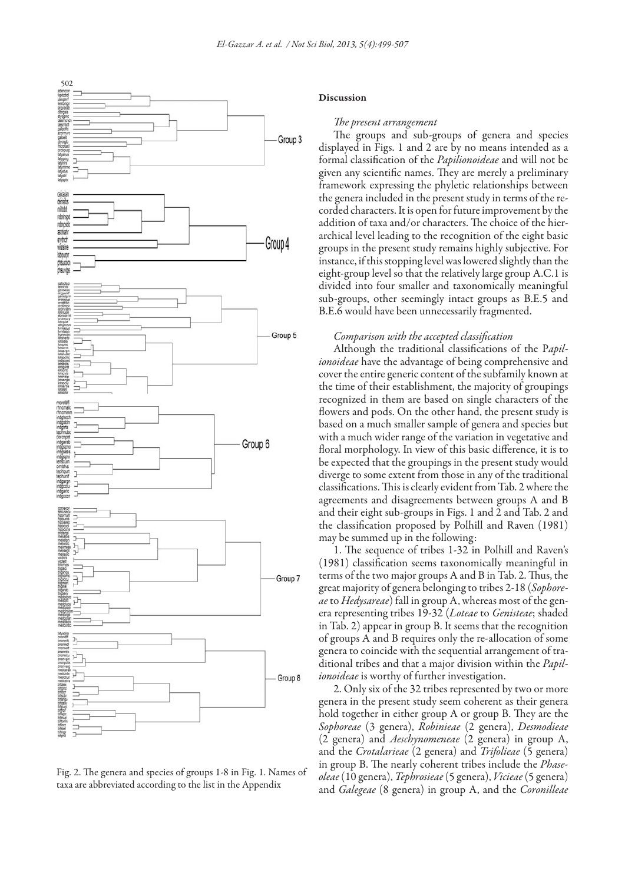## Discussion

### *The present arrangement*

The groups and sub-groups of genera and species displayed in Figs. 1 and 2 are by no means intended as a formal classification of the *Papilionoideae* and will not be given any scientific names. They are merely a preliminary framework expressing the phyletic relationships between the genera included in the present study in terms of the recorded characters. It is open for future improvement by the addition of taxa and/or characters. The choice of the hierarchical level leading to the recognition of the eight basic groups in the present study remains highly subjective. For instance, if this stopping level was lowered slightly than the eight-group level so that the relatively large group A.C.1 is divided into four smaller and taxonomically meaningful sub-groups, other seemingly intact groups as B.E.5 and B.E.6 would have been unnecessarily fragmented.

### *Comparison with the accepted classification*

Although the traditional classifications of the *Papilionoideae* have the advantage of being comprehensive and cover the entire generic content of the subfamily known at the time of their establishment, the majority of groupings recognized in them are based on single characters of the flowers and pods. On the other hand, the present study is based on a much smaller sample of genera and species but with a much wider range of the variation in vegetative and floral morphology. In view of this basic difference, it is to be expected that the groupings in the present study would diverge to some extent from those in any of the traditional classifications. This is clearly evident from Tab. 2 where the agreements and disagreements between groups A and B and their eight sub-groups in Figs. 1 and 2 and Tab. 2 and the classification proposed by Polhill and Raven (1981) may be summed up in the following:

1. The sequence of tribes 1-32 in Polhill and Raven's (1981) classification seems taxonomically meaningful in terms of the two major groups A and B in Tab. 2. Thus, the great majority of genera belonging to tribes 2-18 (*Sophoreae* to *Hedysareae*) fall in group A, whereas most of the genera representing tribes 19-32 (*Loteae* to *Genisteae*; shaded in Tab. 2) appear in group B. It seems that the recognition of groups A and B requires only the re-allocation of some genera to coincide with the sequential arrangement of traditional tribes and that a major division within the *Papilionoideae* is worthy of further investigation.

2. Only six of the 32 tribes represented by two or more genera in the present study seem coherent as their genera hold together in either group A or group B. They are the *Sophoreae* (3 genera), *Robinieae* (2 genera), *Desmodieae* (2 genera) and *Aeschynomeneae* (2 genera) in group A, and the *Crotalarieae* (2 genera) and *Trifolieae* (5 genera) in group B. The nearly coherent tribes include the *Phaseoleae* (10 genera), *Tephrosieae* (5 genera), *Vicieae* (5 genera) and *Galegeae* (8 genera) in group A, and the *Coronilleae*

Fig. 2. The genera and species of groups 1-8 in Fig. 1. Names of taxa are abbreviated according to the list in the Appendix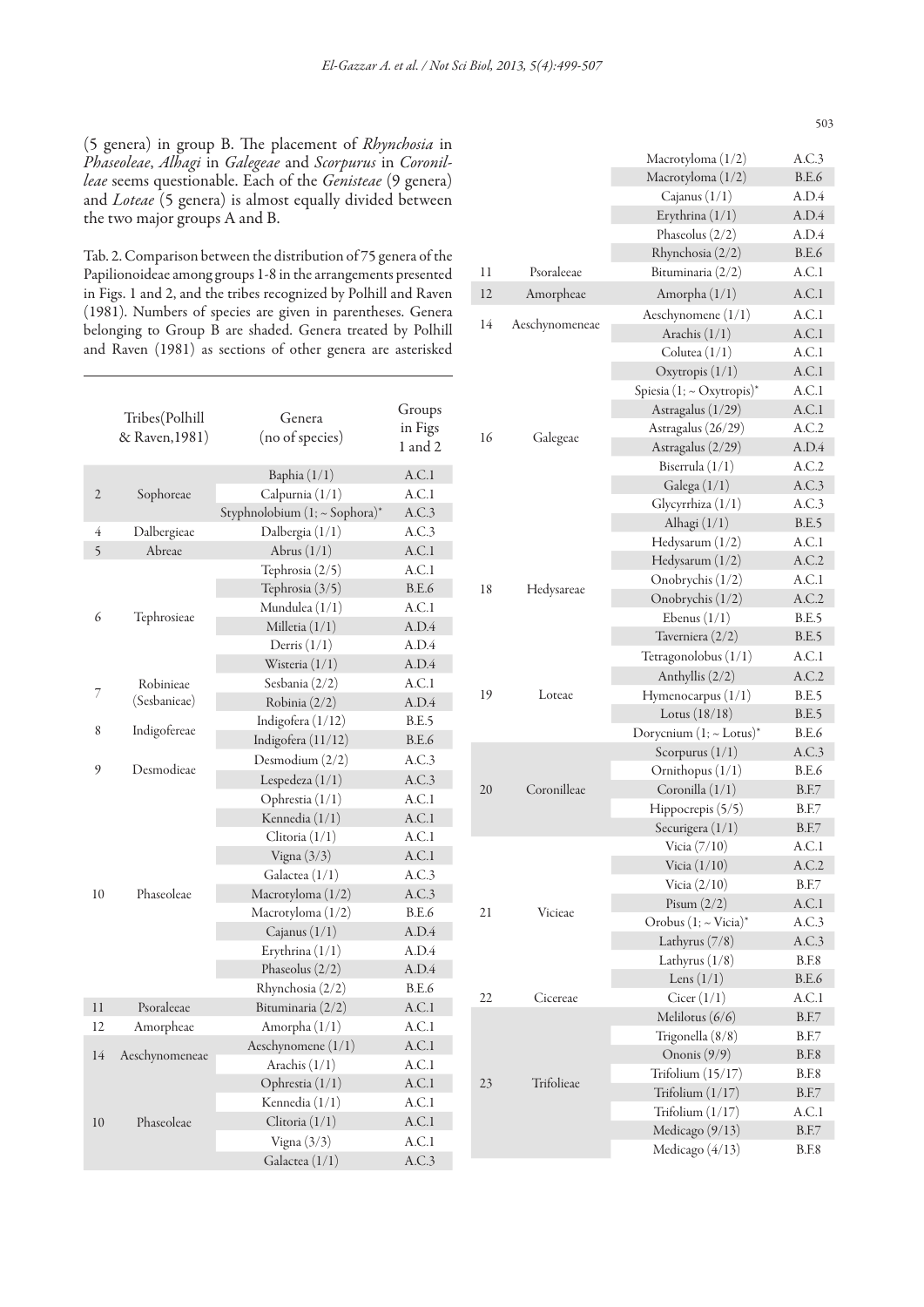(5 genera) in group B. The placement of *Rhynchosia* in *Phaseoleae*, *Alhagi* in *Galegeae* and *Scorpurus* in *Coronilleae* seems questionable. Each of the *Genisteae* (9 genera) and *Loteae* (5 genera) is almost equally divided between the two major groups A and B.

Tab. 2. Comparison between the distribution of 75 genera of the Papilionoideae among groups 1-8 in the arrangements presented in Figs. 1 and 2, and the tribes recognized by Polhill and Raven (1981). Numbers of species are given in parentheses. Genera belonging to Group B are shaded. Genera treated by Polhill and Raven (1981) as sections of other genera are asterisked

| | Tribes (Polhill & Raven, 1981) | Genera (no of species) | Groups in Figs 1 and 2 |
|---|---|---|---|
| 2 | Sophoreae | Baphia (1/1) | A.C.1 |
| | | Calpurnia (1/1) | A.C.1 |
| | | Styphnolobium (1; ~ Sophora)* | A.C.3 |
| 4 | Dalbergieae | Dalbergia (1/1) | A.C.3 |
| 5 | Abreae | Abrus (1/1) | A.C.1 |
| 6 | Tephrosieae | Tephrosia (2/5) | A.C.1 |
| | | Tephrosia (3/5) | B.E.6 |
| | | Mundulea (1/1) | A.C.1 |
| | | Milletia (1/1) | A.D.4 |
| | | Derris (1/1) | A.D.4 |
| | | Wisteria (1/1) | A.D.4 |
| 7 | Robinieae (Sesbanieae) | Sesbania (2/2) | A.C.1 |
| | | Robinia (2/2) | A.D.4 |
| 8 | Indigofereae | Indigofera (1/12) | B.E.5 |
| | | Indigofera (11/12) | B.E.6 |
| 9 | Desmodieae | Desmodium (2/2) | A.C.3 |
| | | Lespedeza (1/1) | A.C.3 |
| 10 | Phaseoleae | Ophrestia (1/1) | A.C.1 |
| | | Kennedia (1/1) | A.C.1 |
| | | Clitoria (1/1) | A.C.1 |
| | | Vigna (3/3) | A.C.1 |
| | | Galactea (1/1) | A.C.3 |
| | | Macrotyloma (1/2) | A.C.3 |
| | | Macrotyloma (1/2) | B.E.6 |
| | | Cajanus (1/1) | A.D.4 |
| | | Erythrina (1/1) | A.D.4 |
| | | Phaseolus (2/2) | A.D.4 |
| | | Rhynchosia (2/2) | B.E.6 |
| 11 | Psoraleeae | Bituminaria (2/2) | A.C.1 |
| 12 | Amorpheae | Amorpha (1/1) | A.C.1 |
| 14 | Aeschynomeneae | Aeschynomene (1/1) | A.C.1 |
| | | Arachis (1/1) | A.C.1 |
| 10 | Phaseoleae | Ophrestia (1/1) | A.C.1 |
| | | Kennedia (1/1) | A.C.1 |
| | | Clitoria (1/1) | A.C.1 |
| | | Vigna (3/3) | A.C.1 |
| | | Galactea (1/1) | A.C.3 |
| | | Macrotyloma (1/2) | A.C.3 |
| | | Macrotyloma (1/2) | B.E.6 |
| | | Cajanus (1/1) | A.D.4 |
| | | Erythrina (1/1) | A.D.4 |
| | | Phaseolus (2/2) | A.D.4 |
| | | Rhynchosia (2/2) | B.E.6 |
| 11 | Psoraleeae | Bituminaria (2/2) | A.C.1 |
| 12 | Amorpheae | Amorpha (1/1) | A.C.1 |
| 14 | Aeschynomeneae | Aeschynomene (1/1) | A.C.1 |
| | | Arachis (1/1) | A.C.1 |
| 16 | Galegeae | Colutea (1/1) | A.C.1 |
| | | Oxytropis (1/1) | A.C.1 |
| | | Spiesia (1; ~ Oxytropis)* | A.C.1 |
| | | Astragalus (1/29) | A.C.1 |
| | | Astragalus (26/29) | A.C.2 |
| | | Astragalus (2/29) | A.D.4 |
| | | Biserrula (1/1) | A.C.2 |
| | | Galega (1/1) | A.C.3 |
| | | Glycyrrhiza (1/1) | A.C.3 |
| | | Alhagi (1/1) | B.E.5 |
| 18 | Hedysareae | Hedysarum (1/2) | A.C.1 |
| | | Hedysarum (1/2) | A.C.2 |
| | | Onobrychis (1/2) | A.C.1 |
| | | Onobrychis (1/2) | A.C.2 |
| | | Ebenus (1/1) | B.E.5 |
| | | Taverniera (2/2) | B.E.5 |
| 19 | Loteae | Tetragonolobus (1/1) | A.C.1 |
| | | Anthyllis (2/2) | A.C.2 |
| | | Hymenocarpus (1/1) | B.E.5 |
| | | Lotus (18/18) | B.E.5 |
| | | Dorycnium (1; ~ Lotus)* | B.E.6 |
| 20 | Coronilleae | Scorpurus (1/1) | A.C.3 |
| | | Ornithopus (1/1) | B.E.6 |
| | | Coronilla (1/1) | B.F.7 |
| | | Hippocrepis (5/5) | B.F.7 |
| | | Securigera (1/1) | B.F.7 |
| 21 | Vicieae | Vicia (7/10) | A.C.1 |
| | | Vicia (1/10) | A.C.2 |
| | | Vicia (2/10) | B.F.7 |
| | | Pisum (2/2) | A.C.1 |
| | | Orobus (1; ~ Vicia)* | A.C.3 |
| | | Lathyrus (7/8) | A.C.3 |
| | | Lathyrus (1/8) | B.F.8 |
| | | Lens (1/1) | B.E.6 |
| 22 | Cicereae | Cicer (1/1) | A.C.1 |
| 23 | Trifolieae | Melilotus (6/6) | B.F.7 |
| | | Trigonella (8/8) | B.F.7 |
| | | Ononis (9/9) | B.F.8 |
| | | Trifolium (15/17) | B.F.8 |
| | | Trifolium (1/17) | B.F.7 |
| | | Trifolium (1/17) | A.C.1 |
| | | Medicago (9/13) | B.F.7 |
| | | Medicago (4/13) | B.F.8 |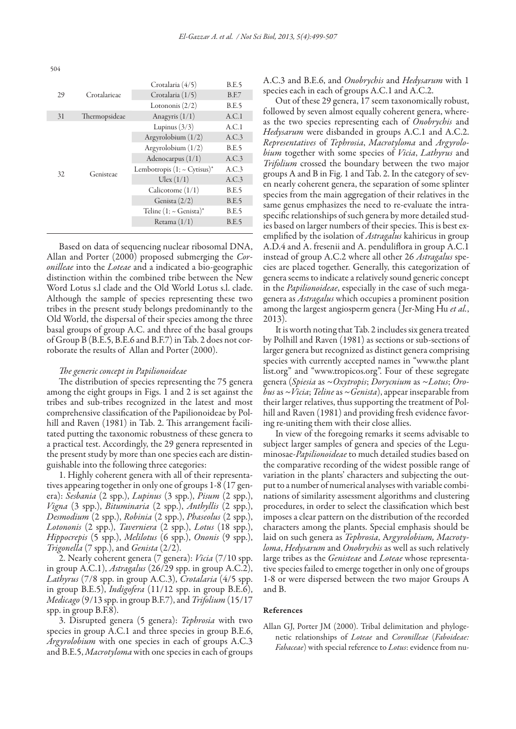| | | | |
|---|---|---|---|
| 29 | Crotalarieae | Crotalaria (4/5) | B.E.5 |
| | | Crotalaria (1/5) | B.F.7 |
| | | Lotononis (2/2) | B.E.5 |
| 31 | Thermopsideae | Anagyris (1/1) | A.C.1 |
| 32 | Genisteae | Lupinus (3/3) | A.C.1 |
| | | Argyrolobium (1/2) | A.C.3 |
| | | Argyrolobium (1/2) | B.E.5 |
| | | Adenocarpus (1/1) | A.C.3 |
| | | Lembotropis (1; ~ Cytisus)* | A.C.3 |
| | | Ulex (1/1) | A.C.3 |
| | | Calicotome (1/1) | B.E.5 |
| | | Genista (2/2) | B.E.5 |
| | | Teline (1; ~ Genista)* | B.E.5 |
| | | Retama (1/1) | B.E.5 |

Based on data of sequencing nuclear ribosomal DNA, Allan and Porter (2000) proposed submerging the *Coronilleae* into the *Loteae* and a indicated a bio-geographic distinction within the combined tribe between the New Word Lotus s.l clade and the Old World Lotus s.l. clade. Although the sample of species representing these two tribes in the present study belongs predominantly to the Old World, the dispersal of their species among the three basal groups of group A.C. and three of the basal groups of Group B (B.E.5, B.E.6 and B.F.7) in Tab. 2 does not corroborate the results of Allan and Porter (2000).

*The generic concept in Papilionoideae*

The distribution of species representing the 75 genera among the eight groups in Figs. 1 and 2 is set against the tribes and sub-tribes recognized in the latest and most comprehensive classification of the Papilionoideae by Polhill and Raven (1981) in Tab. 2. This arrangement facilitated putting the taxonomic robustness of these genera to a practical test. Accordingly, the 29 genera represented in the present study by more than one species each are distinguishable into the following three categories:

1. Highly coherent genera with all of their representatives appearing together in only one of groups 1-8 (17 genera): *Sesbania* (2 spp.), *Lupinus* (3 spp.), *Pisum* (2 spp.), *Vigna* (3 spp.), *Bituminaria* (2 spp.), *Anthyllis* (2 spp.), *Desmodium* (2 spp.), *Robinia* (2 spp.), *Phaseolus* (2 spp.), *Lotononis* (2 spp.), *Taverniera* (2 spp.), *Lotus* (18 spp.), *Hippocrepis* (5 spp.), *Melilotus* (6 spp.), *Ononis* (9 spp.), *Trigonella* (7 spp.), and *Genista* (2/2).

2. Nearly coherent genera (7 genera): *Vicia* (7/10 spp. in group A.C.1), *Astragalus* (26/29 spp. in group A.C.2), *Lathyrus* (7/8 spp. in group A.C.3), *Crotalaria* (4/5 spp. in group B.E.5), *Indigofera* (11/12 spp. in group B.E.6), *Medicago* (9/13 spp. in group B.F.7), and *Trifolium* (15/17 spp. in group B.F.8).

3. Disrupted genera (5 genera): *Tephrosia* with two species in group A.C.1 and three species in group B.E.6, *Argyrolobium* with one species in each of groups A.C.3 and B.E.5, *Macrotyloma* with one species in each of groups A.C.3 and B.E.6, and *Onobrychis* and *Hedysarum* with 1 species each in each of groups A.C.1 and A.C.2.

Out of these 29 genera, 17 seem taxonomically robust, followed by seven almost equally coherent genera, whereas the two species representing each of *Onobrychis* and *Hedysarum* were disbanded in groups A.C.1 and A.C.2. *Representatives* of *Tephrosia*, *Macrotyloma* and *Argyrolobium* together with some species of *Vicia*, *Lathyrus* and *Trifolium* crossed the boundary between the two major groups A and B in Fig. 1 and Tab. 2. In the category of seven nearly coherent genera, the separation of some splinter species from the main aggregation of their relatives in the same genus emphasizes the need to re-evaluate the intra-specific relationships of such genera by more detailed studies based on larger numbers of their species. This is best exemplified by the isolation of *Astragalus* kahiricus in group A.D.4 and A. fresenii and A. penduliflora in group A.C.1 instead of group A.C.2 where all other 26 *Astragalus* species are placed together. Generally, this categorization of genera seems to indicate a relatively sound generic concept in the *Papilionoideae*, especially in the case of such mega-genera as *Astragalus* which occupies a prominent position among the largest angiosperm genera (Jer-Ming Hu *et al.*, 2013).

It is worth noting that Tab. 2 includes six genera treated by Polhill and Raven (1981) as sections or sub-sections of larger genera but recognized as distinct genera comprising species with currently accepted names in "www.the plant list.org" and "www.tropicos.org". Four of these segregate genera (*Spiesia* as ~*Oxytropis*; *Dorycnium* as ~*Lotus*; *Orobus* as ~*Vicia*; *Teline* as ~*Genista*), appear inseparable from their larger relatives, thus supporting the treatment of Polhill and Raven (1981) and providing fresh evidence favoring re-uniting them with their close allies.

In view of the foregoing remarks it seems advisable to subject larger samples of genera and species of the Leguminosae-*Papilionoideae* to much detailed studies based on the comparative recording of the widest possible range of variation in the plants' characters and subjecting the output to a number of numerical analyses with variable combinations of similarity assessment algorithms and clustering procedures, in order to select the classification which best imposes a clear pattern on the distribution of the recorded characters among the plants. Special emphasis should be laid on such genera as *Tephrosia*, A*rgyrolobium, Macrotyloma*, *Hedysarum* and *Onobrychis* as well as such relatively large tribes as the *Genisteae* and *Loteae* whose representative species failed to emerge together in only one of groups 1-8 or were dispersed between the two major Groups A and B.

## References

Allan GJ, Porter JM (2000). Tribal delimitation and phylogenetic relationships of *Loteae* and *Coronilleae* (*Faboideae: Fabaceae*) with special reference to *Lotus*: evidence from nu-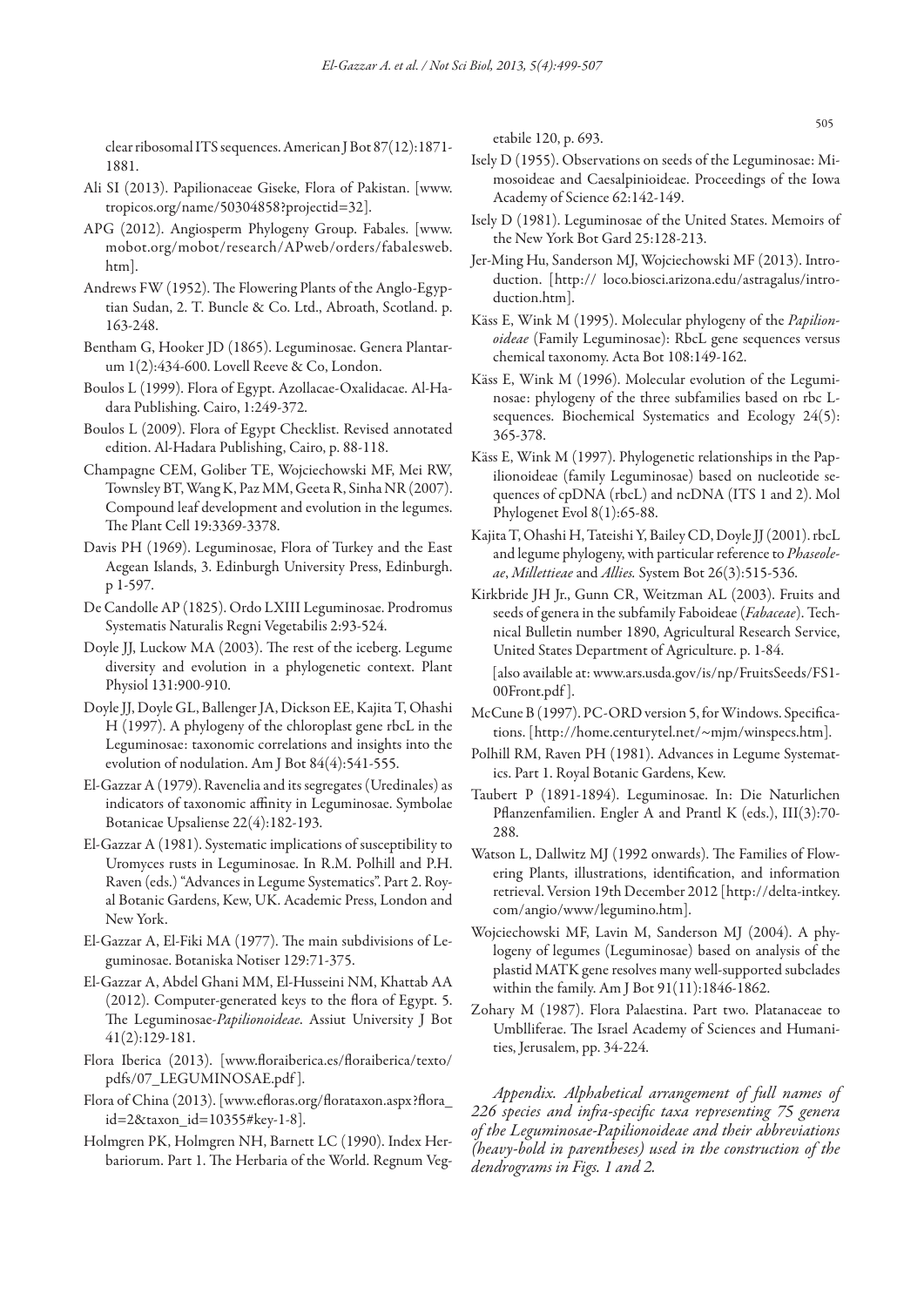clear ribosomal ITS sequences. American J Bot 87(12):1871-1881.

Ali SI (2013). Papilionaceae Giseke, Flora of Pakistan. [www.tropicos.org/name/50304858?projectid=32].

APG (2012). Angiosperm Phylogeny Group. Fabales. [www.mobot.org/mobot/research/APweb/orders/fabalesweb.htm].

Andrews FW (1952). The Flowering Plants of the Anglo-Egyptian Sudan, 2. T. Buncle & Co. Ltd., Abroath, Scotland. p. 163-248.

Bentham G, Hooker JD (1865). Leguminosae. Genera Plantarum 1(2):434-600. Lovell Reeve & Co, London.

Boulos L (1999). Flora of Egypt. Azollacae-Oxalidacae. Al-Hadara Publishing. Cairo, 1:249-372.

Boulos L (2009). Flora of Egypt Checklist. Revised annotated edition. Al-Hadara Publishing, Cairo, p. 88-118.

Champagne CEM, Goliber TE, Wojciechowski MF, Mei RW, Townsley BT, Wang K, Paz MM, Geeta R, Sinha NR (2007). Compound leaf development and evolution in the legumes. The Plant Cell 19:3369-3378.

Davis PH (1969). Leguminosae, Flora of Turkey and the East Aegean Islands, 3. Edinburgh University Press, Edinburgh. p 1-597.

De Candolle AP (1825). Ordo LXIII Leguminosae. Prodromus Systematis Naturalis Regni Vegetabilis 2:93-524.

Doyle JJ, Luckow MA (2003). The rest of the iceberg. Legume diversity and evolution in a phylogenetic context. Plant Physiol 131:900-910.

Doyle JJ, Doyle GL, Ballenger JA, Dickson EE, Kajita T, Ohashi H (1997). A phylogeny of the chloroplast gene rbcL in the Leguminosae: taxonomic correlations and insights into the evolution of nodulation. Am J Bot 84(4):541-555.

El-Gazzar A (1979). Ravenelia and its segregates (Uredinales) as indicators of taxonomic affinity in Leguminosae. Symbolae Botanicae Upsaliense 22(4):182-193.

El-Gazzar A (1981). Systematic implications of susceptibility to Uromyces rusts in Leguminosae. In R.M. Polhill and P.H. Raven (eds.) "Advances in Legume Systematics". Part 2. Royal Botanic Gardens, Kew, UK. Academic Press, London and New York.

El-Gazzar A, El-Fiki MA (1977). The main subdivisions of Leguminosae. Botaniska Notiser 129:71-375.

El-Gazzar A, Abdel Ghani MM, El-Husseini NM, Khattab AA (2012). Computer-generated keys to the flora of Egypt. 5. The Leguminosae-*Papilionoideae*. Assiut University J Bot 41(2):129-181.

Flora Iberica (2013). [www.floraiberica.es/floraiberica/texto/pdfs/07_LEGUMINOSAE.pdf].

Flora of China (2013). [www.efloras.org/florataxon.aspx?flora_id=2&taxon_id=10355#key-1-8].

Holmgren PK, Holmgren NH, Barnett LC (1990). Index Herbariorum. Part 1. The Herbaria of the World. Regnum Vegetabile 120, p. 693.

Isely D (1955). Observations on seeds of the Leguminosae: Mimosoideae and Caesalpinioideae. Proceedings of the Iowa Academy of Science 62:142-149.

Isely D (1981). Leguminosae of the United States. Memoirs of the New York Bot Gard 25:128-213.

Jer-Ming Hu, Sanderson MJ, Wojciechowski MF (2013). Introduction. [http:// loco.biosci.arizona.edu/astragalus/introduction.htm].

Käss E, Wink M (1995). Molecular phylogeny of the *Papilionoideae* (Family Leguminosae): RbcL gene sequences versus chemical taxonomy. Acta Bot 108:149-162.

Käss E, Wink M (1996). Molecular evolution of the Leguminosae: phylogeny of the three subfamilies based on rbc L-sequences. Biochemical Systematics and Ecology 24(5): 365-378.

Käss E, Wink M (1997). Phylogenetic relationships in the Papilionoideae (family Leguminosae) based on nucleotide sequences of cpDNA (rbcL) and ncDNA (ITS 1 and 2). Mol Phylogenet Evol 8(1):65-88.

Kajita T, Ohashi H, Tateishi Y, Bailey CD, Doyle JJ (2001). rbcL and legume phylogeny, with particular reference to *Phaseoleae*, *Millettieae* and *Allies.* System Bot 26(3):515-536.

Kirkbride JH Jr., Gunn CR, Weitzman AL (2003). Fruits and seeds of genera in the subfamily Faboideae (*Fabaceae*). Technical Bulletin number 1890, Agricultural Research Service, United States Department of Agriculture. p. 1-84.
[also available at: www.ars.usda.gov/is/np/FruitsSeeds/FS1-00Front.pdf].

McCune B (1997). PC-ORD version 5, for Windows. Specifications. [http://home.centurytel.net/~mjm/winspecs.htm].

Polhill RM, Raven PH (1981). Advances in Legume Systematics. Part 1. Royal Botanic Gardens, Kew.

Taubert P (1891-1894). Leguminosae. In: Die Naturlichen Pflanzenfamilien. Engler A and Prantl K (eds.), III(3):70-288.

Watson L, Dallwitz MJ (1992 onwards). The Families of Flowering Plants, illustrations, identification, and information retrieval. Version 19th December 2012 [http://delta-intkey.com/angio/www/legumino.htm].

Wojciechowski MF, Lavin M, Sanderson MJ (2004). A phylogeny of legumes (Leguminosae) based on analysis of the plastid MATK gene resolves many well-supported subclades within the family. Am J Bot 91(11):1846-1862.

Zohary M (1987). Flora Palaestina. Part two. Platanaceae to Umblliferae. The Israel Academy of Sciences and Humanities, Jerusalem, pp. 34-224.

*Appendix. Alphabetical arrangement of full names of 226 species and infra-specific taxa representing 75 genera of the Leguminosae-Papilionoideae and their abbreviations (heavy-bold in parentheses) used in the construction of the dendrograms in Figs. 1 and 2.*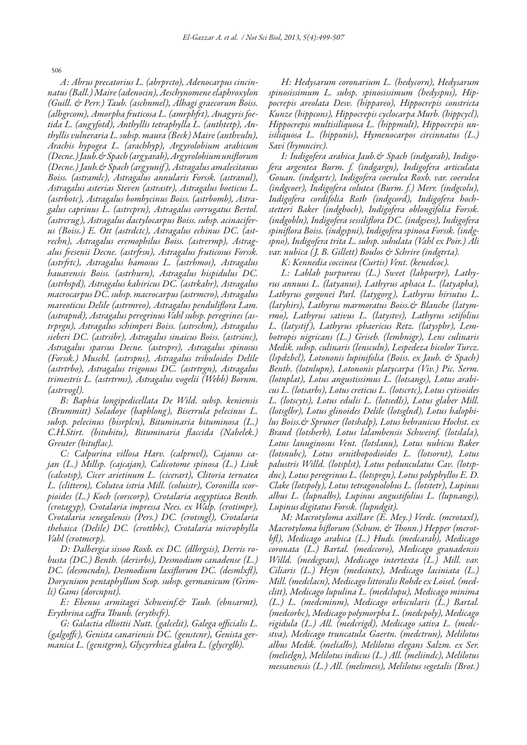*A: Abrus precatorius L. (abrprcto), Adenocarpus cincinnatus (Ball.) Maire (adenocin), Aeschynomene elaphroxylon (Guill. & Perr.) Taub. (aschnmel), Alhagi graecorum Boiss. (alhgrcom), Amorpha fruticosa L. (amrphfrt), Anagyris foetida L. (angyfotd), Anthyllis tetraphylla L. (anthtetp), Anthyllis vulneraria L. subsp. maura (Beck) Maire (anthvuln), Arachis hypogea L. (arachhyp), Argyrolobium arabicum (Decne.) Jaub.& Spach (argyarab), Argyrolobium uniflorum (Decne.) Jaub.& Spach (argyunif), Astragalus amalecitanus Boiss. (astramlc), Astragalus annularis Forssk. (astranul), Astragalus asterias Steven (astrastr), Astragalus boeticus L. (astrbotc), Astragalus bombycinus Boiss. (astrbomb), Astragalus caprinus L. (astrcprn), Astragalus corrugatus Bertol. (astrcrug), Astragalus dactylocarpus Boiss. subsp. acinaciferus (Boiss.) E. Ott (astrdctc), Astragalus echinus DC. (astrechn), Astragalus eremophilus Boiss. (astrermp), Astragalus fresenii Decne. (astrfrsn), Astragalus fruticosus Forssk. (astrfrtc), Astragalus hamosus L. (astrhmos), Astragalus hauarensis Boiss. (astrhurn), Astragalus hispidulus DC. (astrhspd), Astragalus kahiricus DC. (astrkahr), Astragalus macrocarpus DC. subsp. macrocarpus (astrmcro), Astragalus mareoticus Delile (astrmreo), Astragalus penduliflora Lam. (astrapnd), Astragalus peregrinus Vahl subsp. peregrines (astrprgn), Astragalus schimperi Boiss. (astrschm), Astragalus sieberi DC. (astrsibr), Astragalus sinaicus Boiss. (astrsinc), Astragalus sparsus Decne. (astrsprs), Astragalus spinosus (Forssk.) Muschl. (astrspns), Astragalus tribuloides Delile (astrtrbo), Astragalus trigonus DC. (astrtrgn), Astragalus trimestris L. (astrtrms), Astragalus vogelii (Webb) Bornm. (astrvogl).*

*B: Baphia longipedicellata De Wild. subsp. keniensis (Brummitt) Soladoye (baphlong), Biserrula pelecinus L. subsp. pelecinus (bisrplcn), Bituminaria bituminosa (L.) C.H.Stirt. (bitubitu), Bituminaria flaccida (Nabelek.) Greuter (bituflac).*

*C: Calpurina villosa Harv. (calprnvl), Cajanus cajan (L.) Millsp. (cajcajan), Calicotome spinosa (L.) Link (calcotsp), Cicer arietinum L. (cicerart), Clitoria ternatea L. (clittern), Colutea istria Mill. (coluistr), Coronilla scorpioides (L.) Koch (corscorp), Crotalaria aegyptiaca Benth. (crotagyp), Crotalaria impressa Nees. ex Walp. (crotimpr), Crotalaria senegalensis (Pers.) DC. (crotsngl), Crotalaria thebaica (Delile) DC. (crotthbc), Crotalaria microphylla Vahl (crotmcrp).*

*D: Dalbergia sissoo Roxb. ex DC. (dlbrgsis), Derris robusta (DC.) Benth. (derisrbs), Desmodium canadense (L.) DC. (desmcndn), Desmodium laxiflorum DC. (desmlxfl), Dorycnium pentaphyllum Scop. subsp. germanicum (Gremli) Gams (dorcnpnt).*

*E: Ebenus armitagei Schweinf.& Taub. (ebnsarmt), Erythrina caffra Thunb. (erythcfr).*

*G: Galactia elliottii Nutt. (galcelit), Galega officialis L. (galgoffc), Genista canariensis DC. (genstcnr), Genista germanica L. (genstgrm), Glycyrrhiza glabra L. (glycrglb).*

*H: Hedysarum coronarium L. (hedycorn), Hedysarum spinosissimum L. subsp. spinosissimum (hedyspns), Hippocrepis areolata Desv. (hippareo), Hippocrepis constricta Kunze (hippcons), Hippocrepis cyclocarpa Murb. (hippcycl), Hippocrepis multisiliquosa L. (hippmult), Hippocrepis unisiliquosa L. (hippunis), Hymenocarpos circinnatus (L.) Savi (hymncirc).*

*I: Indigofera arabica Jaub.& Spach (indgarab), Indigofera argentea Burm. f. (indgargn), Indigofera articulata Gouan. (indgartc), Indigofera coerulea Roxb. var. coerulea (indgcoer), Indigofera colutea (Burm. f.) Merr. (indgcolu), Indigofera cordifolia Roth (indgcord), Indigofera hochstetteri Baker (indghoch), Indigofera oblongifolia Forssk. (indgobln), Indigofera sessiliflora DC. (indgsess), Indigofera spiniflora Boiss. (indgspni), Indigofera spinosa Forssk. (indgspno), Indigofera trita L. subsp. subulata (Vahl ex Poir.) Ali var. nubica (J. B. Gillett) Boulos & Schrire (indgtrta).*

*K: Kennedia coccinea (Curtis) Vent. (kenedcoc).*

*L: Lablab purpureus (L.) Sweet (labpurpr), Lathyrus annuus L. (latyanus), Lathyrus aphaca L. (latyapha), Lathyrus gorgonei Parl. (latygorg), Lathyrus hirsutus L. (latyhirs), Lathyrus marmoratus Boiss.& Blanche (latymrmo), Lathyrus sativus L. (latystvs), Lathyrus setifolius L. (latystif), Lathyrus sphaericus Retz. (latysphr), Lembotropis nigricans (L.) Griseb. (lembnigr), Lens culinaris Medik. subsp. culinaris (lensculn), Lespedeza bicolor Turcz. (lspdzbcl), Lotononis lupinifolia (Boiss. ex Jaub. & Spach) Benth. (lotnlupn), Lotononis platycarpa (Viv.) Pic. Serm. (lotnplat), Lotus angustissimus L. (lotsangs), Lotus arabicus L. (lotsarbs), Lotus creticus L. (lotscrtc), Lotus cytisoides L. (lotscyts), Lotus edulis L. (lotsedls), Lotus glaber Mill. (lotsglbr), Lotus glinoides Delile (lotsglnd), Lotus halophilus Boiss.& Spruner (lotshalp), Lotus hebranicus Hochst. ex Brand (lotsherb), Lotus lalambensis Schweinf. (lotslala), Lotus lanuginosus Vent. (lotslanu), Lotus nubicus Baker (lotsnubc), Lotus ornithopodioides L. (lotsornt), Lotus palustris Willd. (lotsplst), Lotus pedunculatus Cav. (lotspdnc), Lotus peregrinus L. (lotsprgn), Lotus polyphyllos E. D. Clake (lotspoly), Lotus tetragonolobus L. (lotstetr), Lupinus albus L. (lupnalbs), Lupinus angustifolius L. (lupnangs), Lupinus digitatus Forssk. (lupndgit).*

*M: Macrotyloma axillare (E. Mey.) Verdc. (mcrotaxl), Macrotyloma biflorum (Schum. & Thonn.) Hepper (mcrotbfl), Medicago arabica (L.) Huds. (medcarab), Medicago coronata (L.) Bartal. (medccoro), Medicago granadensis Willd. (medcgran), Medicago intertexta (L.) Mill. var. Ciliaris (L.) Heyn (medcintx), Medicago laciniata (L.) Mill. (medclacn), Medicago littoralis Rohde ex Loisel. (medclitt), Medicago lupulina L. (medclupu), Medicago minima (L.) L. (medcminm), Medicago orbicularis (L.) Bartal. (medcorbc), Medicago polymorpha L. (medcpoly), Medicago rigidula (L.) All. (medcrigd), Medicago sativa L. (medcstva), Medicago truncatula Gaertn. (medctrun), Melilotus albus Medik. (melialbs), Melilotus elegans Salzm. ex Ser. (melielgn), Melilotus indicus (L.) All. (meliindc), Melilotus messanensis (L.) All. (melimess), Melilotus segetalis (Brot.)*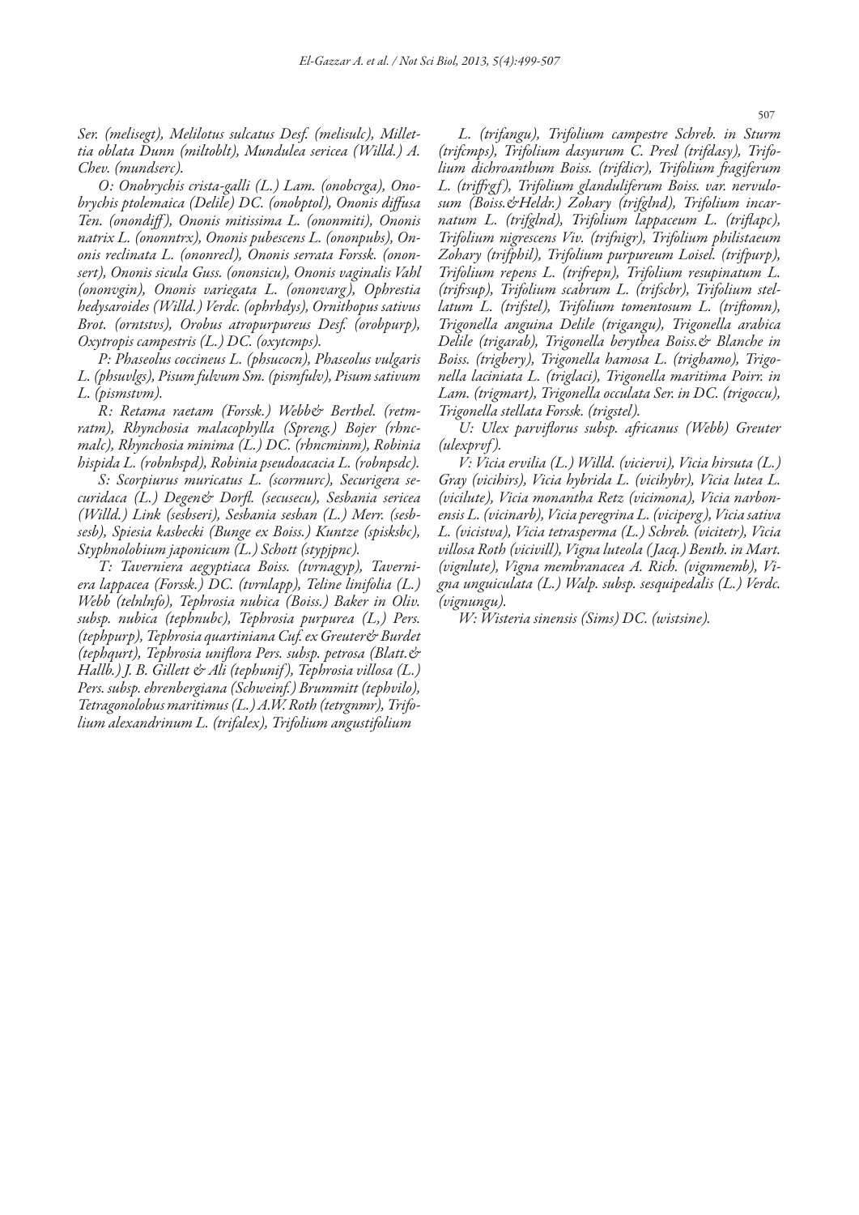*Ser. (melisegt), Melilotus sulcatus Desf. (melisulc), Millettia oblata Dunn (miltoblt), Mundulea sericea (Willd.) A. Chev. (mundserc).*

*O: Onobrychis crista-galli (L.) Lam. (onobcrga), Onobrychis ptolemaica (Delile) DC. (onobptol), Ononis diffusa Ten. (onondiff), Ononis mitissima L. (ononmiti), Ononis natrix L. (ononntrx), Ononis pubescens L. (ononpubs), Ononis reclinata L. (ononrecl), Ononis serrata Forssk. (ononsert), Ononis sicula Guss. (ononsicu), Ononis vaginalis Vahl (ononvgin), Ononis variegata L. (ononvarg), Ophrestia hedysaroides (Willd.) Verdc. (ophrhdys), Ornithopus sativus Brot. (orntstvs), Orobus atropurpureus Desf. (orobpurp), Oxytropis campestris (L.) DC. (oxytcmps).*

*P: Phaseolus coccineus L. (phsucocn), Phaseolus vulgaris L. (phsuvlgs), Pisum fulvum Sm. (pismfulv), Pisum sativum L. (pismstvm).*

*R: Retama raetam (Forssk.) Webb& Berthel. (retmratm), Rhynchosia malacophylla (Spreng.) Bojer (rhncmalc), Rhynchosia minima (L.) DC. (rhncminm), Robinia hispida L. (robnhspd), Robinia pseudoacacia L. (robnpsdc).*

*S: Scorpiurus muricatus L. (scormurc), Securigera securidaca (L.) Degen& Dorfl. (secusecu), Sesbania sericea (Willd.) Link (sesbseri), Sesbania sesban (L.) Merr. (sesbsesb), Spiesia kasbecki (Bunge ex Boiss.) Kuntze (spisksbc), Styphnolobium japonicum (L.) Schott (stypjpnc).*

*T: Taverniera aegyptiaca Boiss. (tvrnagyp), Taverniera lappacea (Forssk.) DC. (tvrnlapp), Teline linifolia (L.) Webb (telnlnfo), Tephrosia nubica (Boiss.) Baker in Oliv. subsp. nubica (tephnubc), Tephrosia purpurea (L,) Pers. (tephpurp), Tephrosia quartiniana Cuf. ex Greuter& Burdet (tephqurt), Tephrosia uniflora Pers. subsp. petrosa (Blatt.& Hallb.) J. B. Gillett & Ali (tephunif), Tephrosia villosa (L.) Pers. subsp. ehrenbergiana (Schweinf.) Brummitt (tephvilo), Tetragonolobus maritimus (L.) A.W. Roth (tetrgnmr), Trifolium alexandrinum L. (trifalex), Trifolium angustifolium L. (trifangu), Trifolium campestre Schreb. in Sturm (trifcmps), Trifolium dasyurum C. Presl (trifdasy), Trifolium dichroanthum Boiss. (trifdicr), Trifolium fragiferum L. (triffrgf), Trifolium glanduliferum Boiss. var. nervulosum (Boiss.&Heldr.) Zohary (trifglnd), Trifolium incarnatum L. (trifglnd), Trifolium lappaceum L. (triflapc), Trifolium nigrescens Viv. (trifnigr), Trifolium philistaeum Zohary (trifphil), Trifolium purpureum Loisel. (trifpurp), Trifolium repens L. (trifrepn), Trifolium resupinatum L. (trifrsup), Trifolium scabrum L. (trifscbr), Trifolium stellatum L. (trifstel), Trifolium tomentosum L. (triftomn), Trigonella anguina Delile (trigangu), Trigonella arabica Delile (trigarab), Trigonella berythea Boiss.& Blanche in Boiss. (trigbery), Trigonella hamosa L. (trighamo), Trigonella laciniata L. (triglaci), Trigonella maritima Poirr. in Lam. (trigmart), Trigonella occulata Ser. in DC. (trigoccu), Trigonella stellata Forssk. (trigstel).*

*U: Ulex parviflorus subsp. africanus (Webb) Greuter (ulexprvf).*

*V: Vicia ervilia (L.) Willd. (viciervi), Vicia hirsuta (L.) Gray (vicihirs), Vicia hybrida L. (vicihybr), Vicia lutea L. (vicilute), Vicia monantha Retz (vicimona), Vicia narbonensis L. (vicinarb), Vicia peregrina L. (viciperg), Vicia sativa L. (vicistva), Vicia tetrasperma (L.) Schreb. (vicitetr), Vicia villosa Roth (vicivill), Vigna luteola (Jacq.) Benth. in Mart. (vignlute), Vigna membranacea A. Rich. (vignmemb), Vigna unguiculata (L.) Walp. subsp. sesquipedalis (L.) Verdc. (vignungu).*

*W: Wisteria sinensis (Sims) DC. (wistsine).*